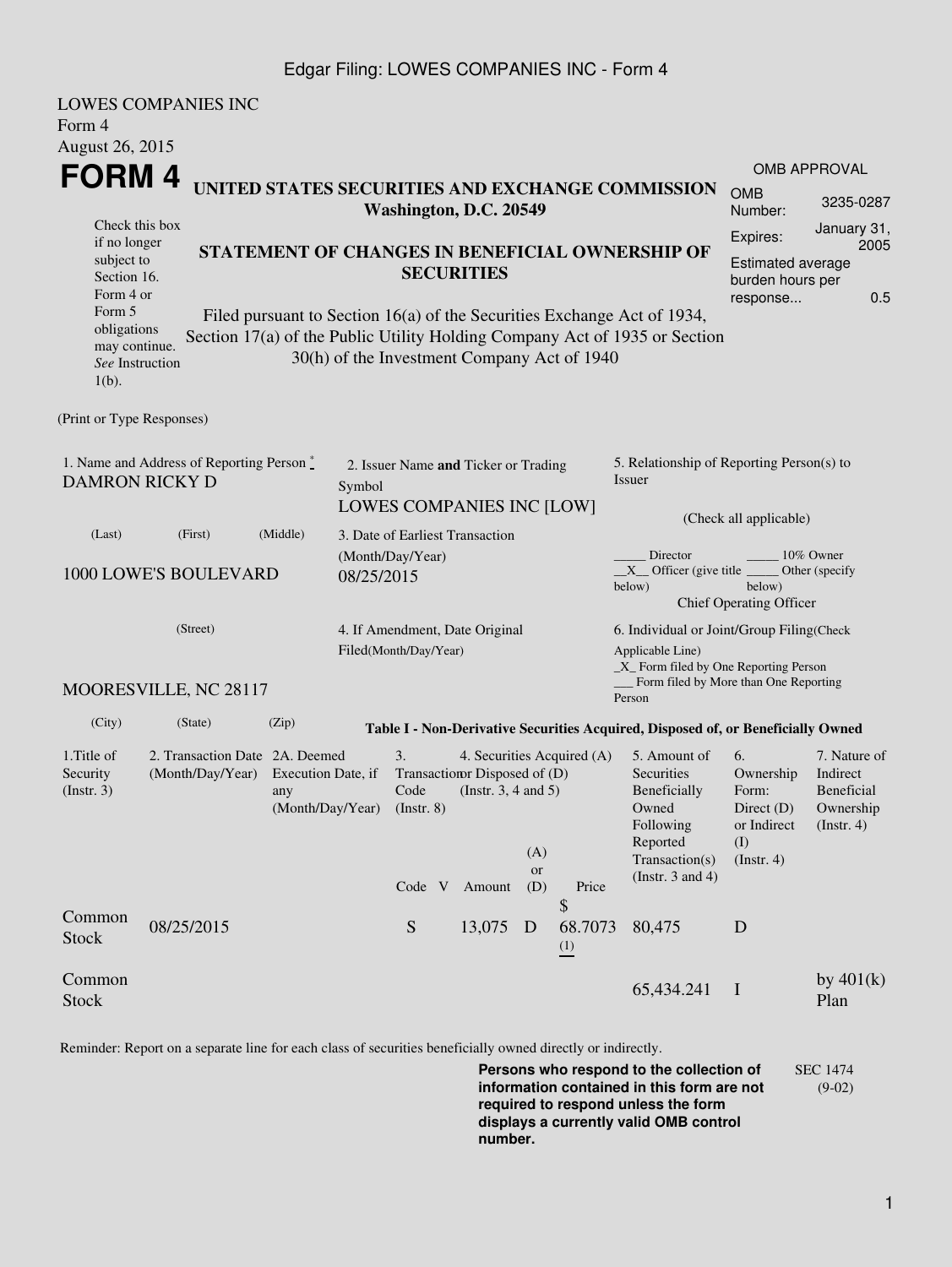LOWES COMPANIES INC
Form 4
August 26, 2015

# FORM 4

**UNITED STATES SECURITIES AND EXCHANGE COMMISSION**
**Washington, D.C. 20549**

**STATEMENT OF CHANGES IN BENEFICIAL OWNERSHIP OF SECURITIES**

Filed pursuant to Section 16(a) of the Securities Exchange Act of 1934, Section 17(a) of the Public Utility Holding Company Act of 1935 or Section 30(h) of the Investment Company Act of 1940

Check this box if no longer subject to Section 16. Form 4 or Form 5 obligations may continue. *See* Instruction 1(b).

OMB APPROVAL
OMB Number: 3235-0287
Expires: January 31, 2005
Estimated average burden hours per response... 0.5

(Print or Type Responses)

1. Name and Address of Reporting Person *
DAMRON RICKY D
(Last) (First) (Middle)
1000 LOWE'S BOULEVARD
(Street)
MOORESVILLE, NC 28117
(City) (State) (Zip)

2. Issuer Name **and** Ticker or Trading Symbol
LOWES COMPANIES INC [LOW]

3. Date of Earliest Transaction (Month/Day/Year)
08/25/2015

4. If Amendment, Date Original Filed(Month/Day/Year)

5. Relationship of Reporting Person(s) to Issuer
(Check all applicable)
_____ Director _____ 10% Owner
__X__ Officer (give title below) _____ Other (specify below)
Chief Operating Officer

6. Individual or Joint/Group Filing(Check Applicable Line)
_X_ Form filed by One Reporting Person
___ Form filed by More than One Reporting Person

**Table I - Non-Derivative Securities Acquired, Disposed of, or Beneficially Owned**

| 1.Title of Security (Instr. 3) | 2. Transaction Date (Month/Day/Year) | 2A. Deemed Execution Date, if any (Month/Day/Year) | 3. Transaction Code (Instr. 8) | | 4. Securities Acquired (A) or Disposed of (D) (Instr. 3, 4 and 5) | | | 5. Amount of Securities Beneficially Owned Following Reported Transaction(s) (Instr. 3 and 4) | 6. Ownership Form: Direct (D) or Indirect (I) (Instr. 4) | 7. Nature of Indirect Beneficial Ownership (Instr. 4) |
|---|---|---|---|---|---|---|---|---|---|---|
| | | | Code | V | Amount | (A) or (D) | Price | | | |
| Common Stock | 08/25/2015 | | S | | 13,075 | D | $ 68.7073 (1) | 80,475 | D | |
| Common Stock | | | | | | | | 65,434.241 | I | by 401(k) Plan |

Reminder: Report on a separate line for each class of securities beneficially owned directly or indirectly.

**Persons who respond to the collection of information contained in this form are not required to respond unless the form displays a currently valid OMB control number.**

SEC 1474 (9-02)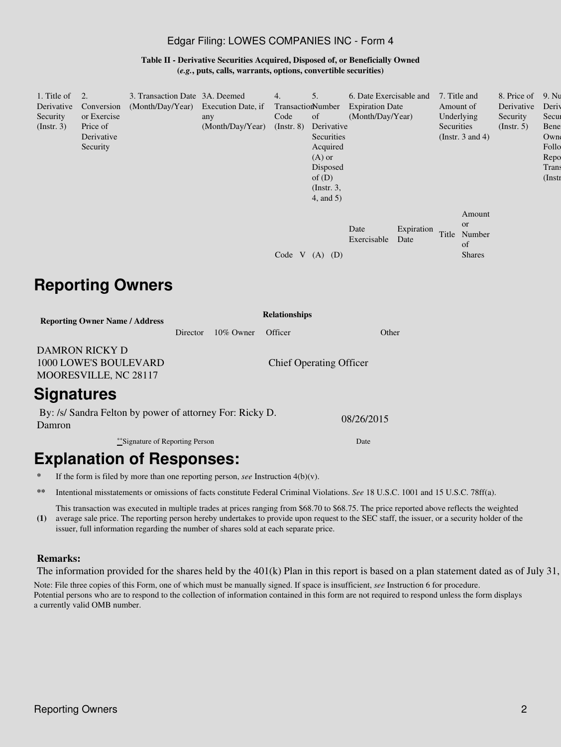Edgar Filing: LOWES COMPANIES INC - Form 4

**Table II - Derivative Securities Acquired, Disposed of, or Beneficially Owned**
**(*e.g.*, puts, calls, warrants, options, convertible securities)**

| 1. Title of Derivative Security (Instr. 3) | 2. Conversion or Exercise Price of Derivative Security | 3. Transaction Date (Month/Day/Year) | 3A. Deemed Execution Date, if any (Month/Day/Year) | 4. Transaction Code (Instr. 8) | | 5. Number of Derivative Securities Acquired (A) or Disposed of (D) (Instr. 3, 4, and 5) | | 6. Date Exercisable and Expiration Date (Month/Day/Year) | | 7. Title and Amount of Underlying Securities (Instr. 3 and 4) | | 8. Price of Derivative Security (Instr. 5) | 9. Nu Deriv Secur Bene Owne Follo Repo Trans (Instr |
|---|---|---|---|---|---|---|---|---|---|---|---|---|---|
| | | | | Code | V | (A) | (D) | Date Exercisable | Expiration Date | Title | Amount or Number of Shares | | |

# Reporting Owners

| Reporting Owner Name / Address | Relationships | | | |
|---|---|---|---|---|
| | Director | 10% Owner | Officer | Other |
| DAMRON RICKY D<br>1000 LOWE'S BOULEVARD<br>MOORESVILLE, NC 28117 | | | Chief Operating Officer | |

# Signatures

| By: /s/ Sandra Felton by power of attorney For: Ricky D. Damron | 08/26/2015 |
|---|---|
| **Signature of Reporting Person | Date |

# Explanation of Responses:

\* If the form is filed by more than one reporting person, *see* Instruction 4(b)(v).

\*\* Intentional misstatements or omissions of facts constitute Federal Criminal Violations. *See* 18 U.S.C. 1001 and 15 U.S.C. 78ff(a).

**(1)** This transaction was executed in multiple trades at prices ranging from $68.70 to $68.75. The price reported above reflects the weighted average sale price. The reporting person hereby undertakes to provide upon request to the SEC staff, the issuer, or a security holder of the issuer, full information regarding the number of shares sold at each separate price.

**Remarks:**

The information provided for the shares held by the 401(k) Plan in this report is based on a plan statement dated as of July 31,

Note: File three copies of this Form, one of which must be manually signed. If space is insufficient, *see* Instruction 6 for procedure.
Potential persons who are to respond to the collection of information contained in this form are not required to respond unless the form displays a currently valid OMB number.